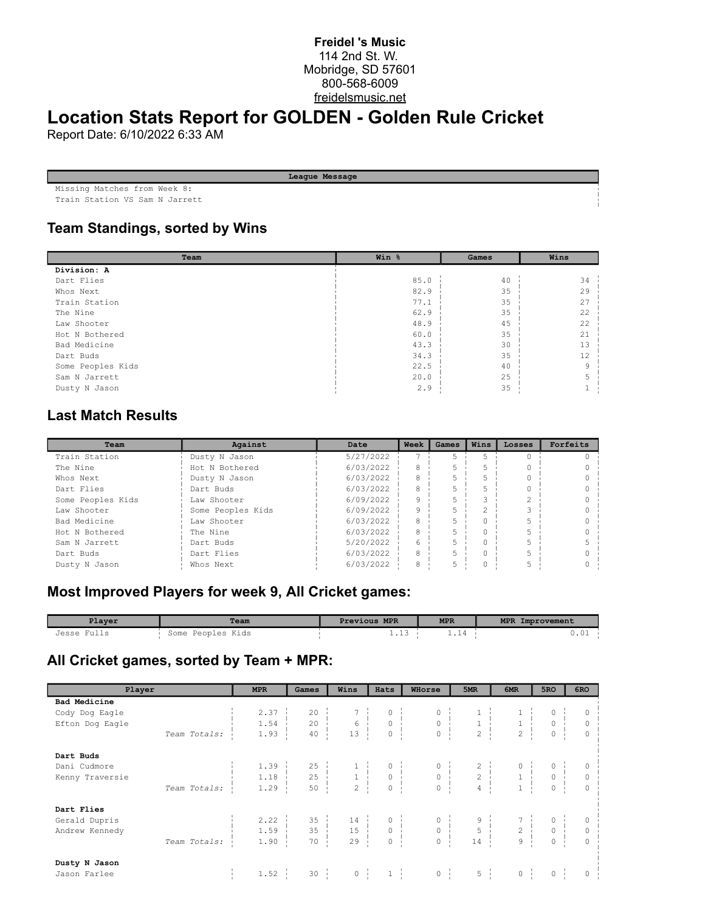**Freidel 's Music**
114 2nd St. W.
Mobridge, SD 57601
800-568-6009
freidelsmusic.net

# Location Stats Report for GOLDEN - Golden Rule Cricket

Report Date: 6/10/2022 6:33 AM

| League Message |
|---|
| Missing Matches from Week 8:<br>Train Station VS Sam N Jarrett |

## Team Standings, sorted by Wins

| Team | Win % | Games | Wins |
|---|---|---|---|
| **Division: A** | | | |
| Dart Flies | 85.0 | 40 | 34 |
| Whos Next | 82.9 | 35 | 29 |
| Train Station | 77.1 | 35 | 27 |
| The Nine | 62.9 | 35 | 22 |
| Law Shooter | 48.9 | 45 | 22 |
| Hot N Bothered | 60.0 | 35 | 21 |
| Bad Medicine | 43.3 | 30 | 13 |
| Dart Buds | 34.3 | 35 | 12 |
| Some Peoples Kids | 22.5 | 40 | 9 |
| Sam N Jarrett | 20.0 | 25 | 5 |
| Dusty N Jason | 2.9 | 35 | 1 |

## Last Match Results

| Team | Against | Date | Week | Games | Wins | Losses | Forfeits |
|---|---|---|---|---|---|---|---|
| Train Station | Dusty N Jason | 5/27/2022 | 7 | 5 | 5 | 0 | 0 |
| The Nine | Hot N Bothered | 6/03/2022 | 8 | 5 | 5 | 0 | 0 |
| Whos Next | Dusty N Jason | 6/03/2022 | 8 | 5 | 5 | 0 | 0 |
| Dart Flies | Dart Buds | 6/03/2022 | 8 | 5 | 5 | 0 | 0 |
| Some Peoples Kids | Law Shooter | 6/09/2022 | 9 | 5 | 3 | 2 | 0 |
| Law Shooter | Some Peoples Kids | 6/09/2022 | 9 | 5 | 2 | 3 | 0 |
| Bad Medicine | Law Shooter | 6/03/2022 | 8 | 5 | 0 | 5 | 0 |
| Hot N Bothered | The Nine | 6/03/2022 | 8 | 5 | 0 | 5 | 0 |
| Sam N Jarrett | Dart Buds | 5/20/2022 | 6 | 5 | 0 | 5 | 5 |
| Dart Buds | Dart Flies | 6/03/2022 | 8 | 5 | 0 | 5 | 0 |
| Dusty N Jason | Whos Next | 6/03/2022 | 8 | 5 | 0 | 5 | 0 |

## Most Improved Players for week 9, All Cricket games:

| Player | Team | Previous MPR | MPR | MPR Improvement |
|---|---|---|---|---|
| Jesse Fulls | Some Peoples Kids | 1.13 | 1.14 | 0.01 |

## All Cricket games, sorted by Team + MPR:

| Player | MPR | Games | Wins | Hats | WHorse | 5MR | 6MR | 5RO | 6RO |
|---|---|---|---|---|---|---|---|---|---|
| **Bad Medicine** | | | | | | | | | |
| Cody Dog Eagle | 2.37 | 20 | 7 | 0 | 0 | 1 | 1 | 0 | 0 |
| Efton Dog Eagle | 1.54 | 20 | 6 | 0 | 0 | 1 | 1 | 0 | 0 |
| *Team Totals:* | 1.93 | 40 | 13 | 0 | 0 | 2 | 2 | 0 | 0 |
| **Dart Buds** | | | | | | | | | |
| Dani Cudmore | 1.39 | 25 | 1 | 0 | 0 | 2 | 0 | 0 | 0 |
| Kenny Traversie | 1.18 | 25 | 1 | 0 | 0 | 2 | 1 | 0 | 0 |
| *Team Totals:* | 1.29 | 50 | 2 | 0 | 0 | 4 | 1 | 0 | 0 |
| **Dart Flies** | | | | | | | | | |
| Gerald Dupris | 2.22 | 35 | 14 | 0 | 0 | 9 | 7 | 0 | 0 |
| Andrew Kennedy | 1.59 | 35 | 15 | 0 | 0 | 5 | 2 | 0 | 0 |
| *Team Totals:* | 1.90 | 70 | 29 | 0 | 0 | 14 | 9 | 0 | 0 |
| **Dusty N Jason** | | | | | | | | | |
| Jason Farlee | 1.52 | 30 | 0 | 1 | 0 | 5 | 0 | 0 | 0 |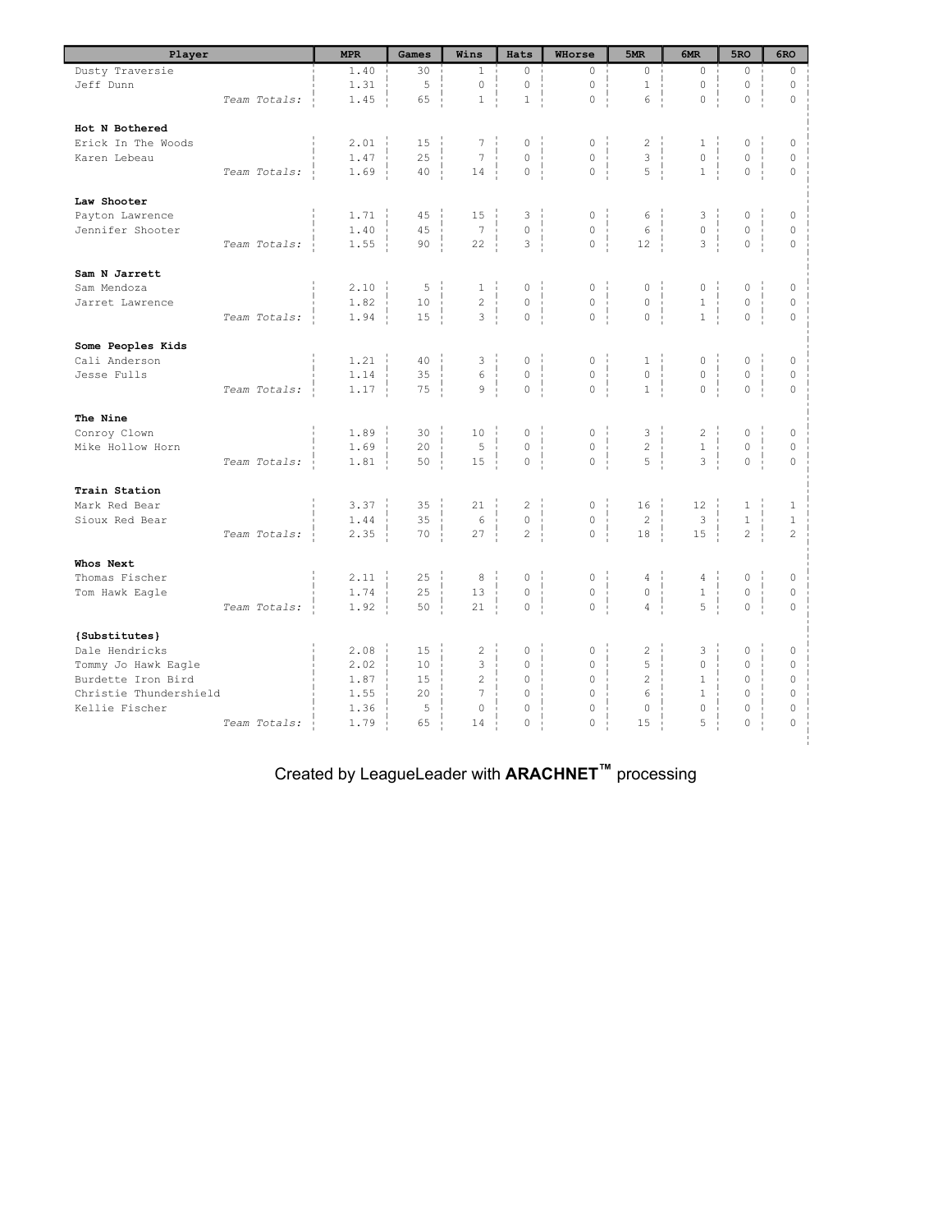| Player | MPR | Games | Wins | Hats | WHorse | 5MR | 6MR | 5RO | 6RO |
|---|---|---|---|---|---|---|---|---|---|
| Dusty Traversie | 1.40 | 30 | 1 | 0 | 0 | 0 | 0 | 0 | 0 |
| Jeff Dunn | 1.31 | 5 | 0 | 0 | 0 | 1 | 0 | 0 | 0 |
| *Team Totals:* | 1.45 | 65 | 1 | 1 | 0 | 6 | 0 | 0 | 0 |
| **Hot N Bothered** | | | | | | | | | |
| Erick In The Woods | 2.01 | 15 | 7 | 0 | 0 | 2 | 1 | 0 | 0 |
| Karen Lebeau | 1.47 | 25 | 7 | 0 | 0 | 3 | 0 | 0 | 0 |
| *Team Totals:* | 1.69 | 40 | 14 | 0 | 0 | 5 | 1 | 0 | 0 |
| **Law Shooter** | | | | | | | | | |
| Payton Lawrence | 1.71 | 45 | 15 | 3 | 0 | 6 | 3 | 0 | 0 |
| Jennifer Shooter | 1.40 | 45 | 7 | 0 | 0 | 6 | 0 | 0 | 0 |
| *Team Totals:* | 1.55 | 90 | 22 | 3 | 0 | 12 | 3 | 0 | 0 |
| **Sam N Jarrett** | | | | | | | | | |
| Sam Mendoza | 2.10 | 5 | 1 | 0 | 0 | 0 | 0 | 0 | 0 |
| Jarret Lawrence | 1.82 | 10 | 2 | 0 | 0 | 0 | 1 | 0 | 0 |
| *Team Totals:* | 1.94 | 15 | 3 | 0 | 0 | 0 | 1 | 0 | 0 |
| **Some Peoples Kids** | | | | | | | | | |
| Cali Anderson | 1.21 | 40 | 3 | 0 | 0 | 1 | 0 | 0 | 0 |
| Jesse Fulls | 1.14 | 35 | 6 | 0 | 0 | 0 | 0 | 0 | 0 |
| *Team Totals:* | 1.17 | 75 | 9 | 0 | 0 | 1 | 0 | 0 | 0 |
| **The Nine** | | | | | | | | | |
| Conroy Clown | 1.89 | 30 | 10 | 0 | 0 | 3 | 2 | 0 | 0 |
| Mike Hollow Horn | 1.69 | 20 | 5 | 0 | 0 | 2 | 1 | 0 | 0 |
| *Team Totals:* | 1.81 | 50 | 15 | 0 | 0 | 5 | 3 | 0 | 0 |
| **Train Station** | | | | | | | | | |
| Mark Red Bear | 3.37 | 35 | 21 | 2 | 0 | 16 | 12 | 1 | 1 |
| Sioux Red Bear | 1.44 | 35 | 6 | 0 | 0 | 2 | 3 | 1 | 1 |
| *Team Totals:* | 2.35 | 70 | 27 | 2 | 0 | 18 | 15 | 2 | 2 |
| **Whos Next** | | | | | | | | | |
| Thomas Fischer | 2.11 | 25 | 8 | 0 | 0 | 4 | 4 | 0 | 0 |
| Tom Hawk Eagle | 1.74 | 25 | 13 | 0 | 0 | 0 | 1 | 0 | 0 |
| *Team Totals:* | 1.92 | 50 | 21 | 0 | 0 | 4 | 5 | 0 | 0 |
| **{Substitutes}** | | | | | | | | | |
| Dale Hendricks | 2.08 | 15 | 2 | 0 | 0 | 2 | 3 | 0 | 0 |
| Tommy Jo Hawk Eagle | 2.02 | 10 | 3 | 0 | 0 | 5 | 0 | 0 | 0 |
| Burdette Iron Bird | 1.87 | 15 | 2 | 0 | 0 | 2 | 1 | 0 | 0 |
| Christie Thundershield | 1.55 | 20 | 7 | 0 | 0 | 6 | 1 | 0 | 0 |
| Kellie Fischer | 1.36 | 5 | 0 | 0 | 0 | 0 | 0 | 0 | 0 |
| *Team Totals:* | 1.79 | 65 | 14 | 0 | 0 | 15 | 5 | 0 | 0 |

Created by LeagueLeader with **ARACHNET™** processing